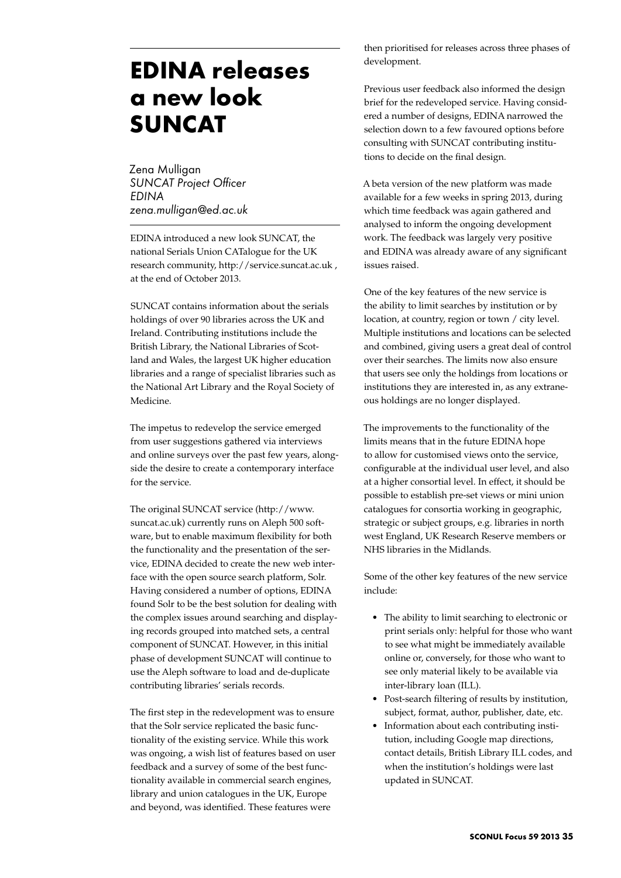# EDINA releases a new look SUNCAT

Zena Mulligan
*SUNCAT Project Officer*
*EDINA*
*zena.mulligan@ed.ac.uk*

EDINA introduced a new look SUNCAT, the national Serials Union CATalogue for the UK research community, http://service.suncat.ac.uk , at the end of October 2013.

SUNCAT contains information about the serials holdings of over 90 libraries across the UK and Ireland. Contributing institutions include the British Library, the National Libraries of Scotland and Wales, the largest UK higher education libraries and a range of specialist libraries such as the National Art Library and the Royal Society of Medicine.

The impetus to redevelop the service emerged from user suggestions gathered via interviews and online surveys over the past few years, alongside the desire to create a contemporary interface for the service.

The original SUNCAT service (http://www.suncat.ac.uk) currently runs on Aleph 500 software, but to enable maximum flexibility for both the functionality and the presentation of the service, EDINA decided to create the new web interface with the open source search platform, Solr. Having considered a number of options, EDINA found Solr to be the best solution for dealing with the complex issues around searching and displaying records grouped into matched sets, a central component of SUNCAT. However, in this initial phase of development SUNCAT will continue to use the Aleph software to load and de-duplicate contributing libraries' serials records.

The first step in the redevelopment was to ensure that the Solr service replicated the basic functionality of the existing service. While this work was ongoing, a wish list of features based on user feedback and a survey of some of the best functionality available in commercial search engines, library and union catalogues in the UK, Europe and beyond, was identified. These features were then prioritised for releases across three phases of development.

Previous user feedback also informed the design brief for the redeveloped service. Having considered a number of designs, EDINA narrowed the selection down to a few favoured options before consulting with SUNCAT contributing institutions to decide on the final design.

A beta version of the new platform was made available for a few weeks in spring 2013, during which time feedback was again gathered and analysed to inform the ongoing development work. The feedback was largely very positive and EDINA was already aware of any significant issues raised.

One of the key features of the new service is the ability to limit searches by institution or by location, at country, region or town / city level. Multiple institutions and locations can be selected and combined, giving users a great deal of control over their searches. The limits now also ensure that users see only the holdings from locations or institutions they are interested in, as any extraneous holdings are no longer displayed.

The improvements to the functionality of the limits means that in the future EDINA hope to allow for customised views onto the service, configurable at the individual user level, and also at a higher consortial level. In effect, it should be possible to establish pre-set views or mini union catalogues for consortia working in geographic, strategic or subject groups, e.g. libraries in north west England, UK Research Reserve members or NHS libraries in the Midlands.

Some of the other key features of the new service include:

- The ability to limit searching to electronic or print serials only: helpful for those who want to see what might be immediately available online or, conversely, for those who want to see only material likely to be available via inter-library loan (ILL).
- Post-search filtering of results by institution, subject, format, author, publisher, date, etc.
- Information about each contributing institution, including Google map directions, contact details, British Library ILL codes, and when the institution's holdings were last updated in SUNCAT.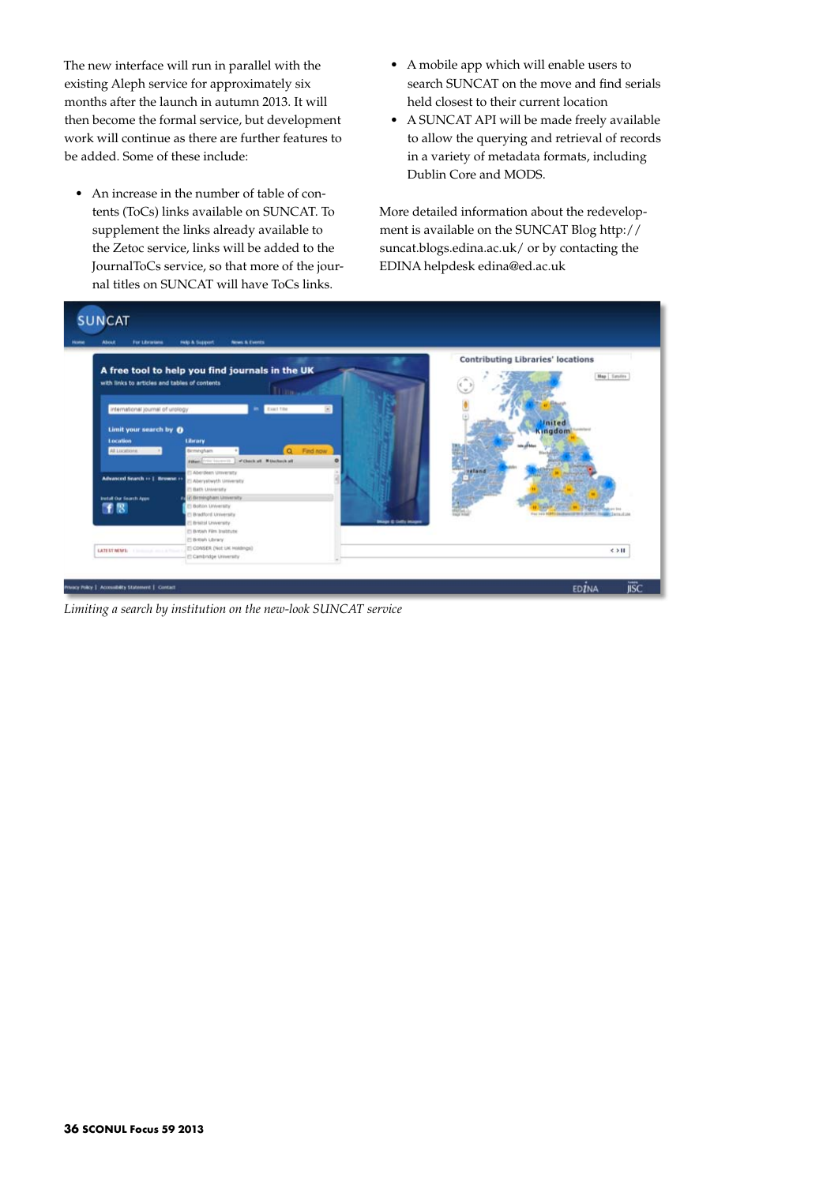The new interface will run in parallel with the existing Aleph service for approximately six months after the launch in autumn 2013. It will then become the formal service, but development work will continue as there are further features to be added. Some of these include:

- An increase in the number of table of contents (ToCs) links available on SUNCAT. To supplement the links already available to the Zetoc service, links will be added to the JournalToCs service, so that more of the journal titles on SUNCAT will have ToCs links.
- A mobile app which will enable users to search SUNCAT on the move and find serials held closest to their current location
- A SUNCAT API will be made freely available to allow the querying and retrieval of records in a variety of metadata formats, including Dublin Core and MODS.

More detailed information about the redevelopment is available on the SUNCAT Blog http://suncat.blogs.edina.ac.uk/ or by contacting the EDINA helpdesk edina@ed.ac.uk

*Limiting a search by institution on the new-look SUNCAT service*